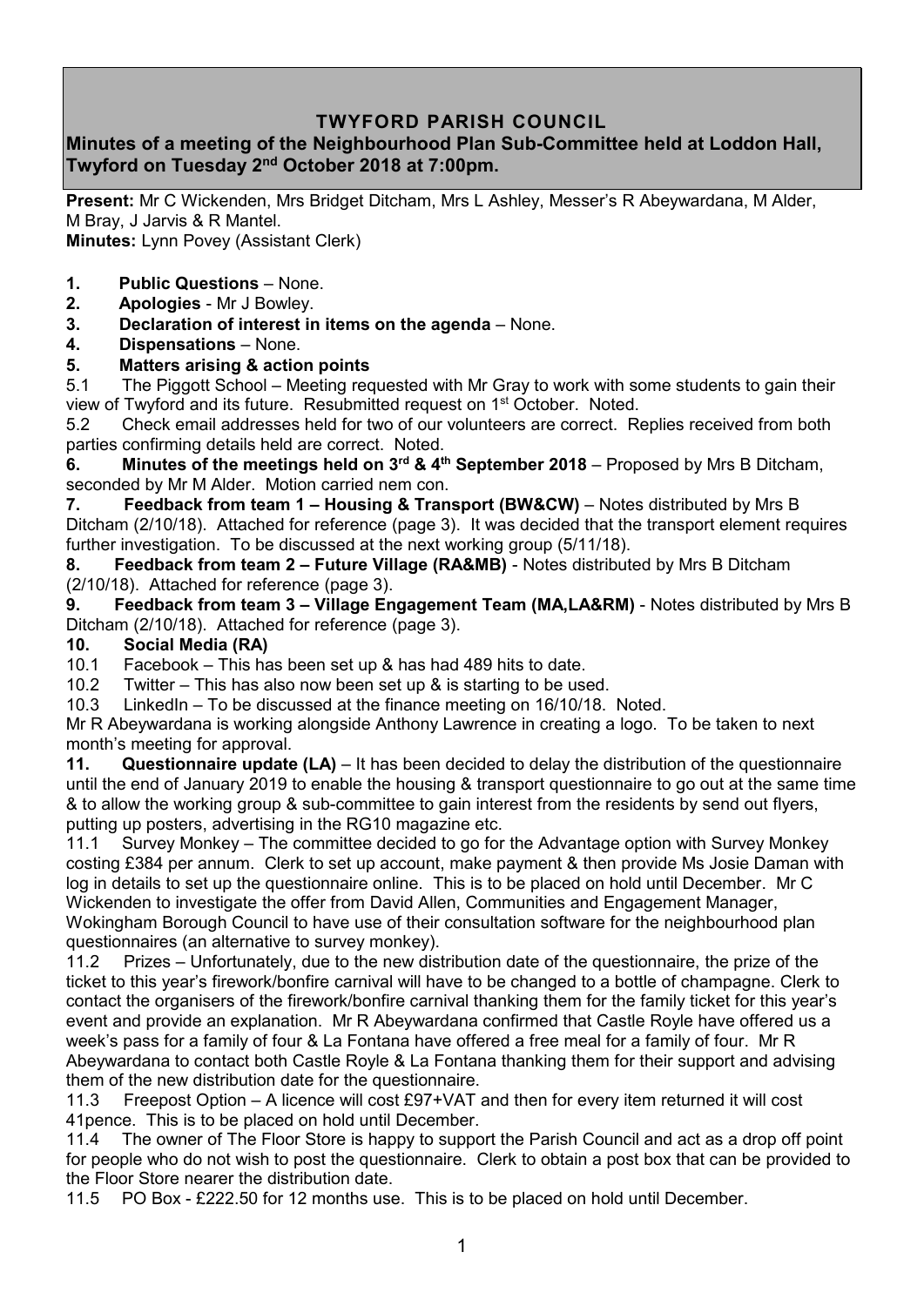# TWYFORD PARISH COUNCIL

## Minutes of a meeting of the Neighbourhood Plan Sub-Committee held at Loddon Hall, Twyford on Tuesday 2nd October 2018 at 7:00pm.

**Present:** Mr C Wickenden, Mrs Bridget Ditcham, Mrs L Ashley, Messer's R Abeywardana, M Alder, M Bray, J Jarvis & R Mantel.

**Minutes:** Lynn Povey (Assistant Clerk)

1. **Public Questions** – None.
2. **Apologies** - Mr J Bowley.
3. **Declaration of interest in items on the agenda** – None.
4. **Dispensations** – None.
5. **Matters arising & action points**

5.1 The Piggott School – Meeting requested with Mr Gray to work with some students to gain their view of Twyford and its future. Resubmitted request on 1st October. Noted.

5.2 Check email addresses held for two of our volunteers are correct. Replies received from both parties confirming details held are correct. Noted.

**6. Minutes of the meetings held on 3rd & 4th September 2018** – Proposed by Mrs B Ditcham, seconded by Mr M Alder. Motion carried nem con.

**7. Feedback from team 1 – Housing & Transport (BW&CW)** – Notes distributed by Mrs B Ditcham (2/10/18). Attached for reference (page 3). It was decided that the transport element requires further investigation. To be discussed at the next working group (5/11/18).

**8. Feedback from team 2 – Future Village (RA&MB)** - Notes distributed by Mrs B Ditcham (2/10/18). Attached for reference (page 3).

**9. Feedback from team 3 – Village Engagement Team (MA,LA&RM)** - Notes distributed by Mrs B Ditcham (2/10/18). Attached for reference (page 3).

**10. Social Media (RA)**

10.1 Facebook – This has been set up & has had 489 hits to date.

10.2 Twitter – This has also now been set up & is starting to be used.

10.3 LinkedIn – To be discussed at the finance meeting on 16/10/18. Noted.

Mr R Abeywardana is working alongside Anthony Lawrence in creating a logo. To be taken to next month's meeting for approval.

**11. Questionnaire update (LA)** – It has been decided to delay the distribution of the questionnaire until the end of January 2019 to enable the housing & transport questionnaire to go out at the same time & to allow the working group & sub-committee to gain interest from the residents by send out flyers, putting up posters, advertising in the RG10 magazine etc.

11.1 Survey Monkey – The committee decided to go for the Advantage option with Survey Monkey costing £384 per annum. Clerk to set up account, make payment & then provide Ms Josie Daman with log in details to set up the questionnaire online. This is to be placed on hold until December. Mr C Wickenden to investigate the offer from David Allen, Communities and Engagement Manager, Wokingham Borough Council to have use of their consultation software for the neighbourhood plan questionnaires (an alternative to survey monkey).

11.2 Prizes – Unfortunately, due to the new distribution date of the questionnaire, the prize of the ticket to this year's firework/bonfire carnival will have to be changed to a bottle of champagne. Clerk to contact the organisers of the firework/bonfire carnival thanking them for the family ticket for this year's event and provide an explanation. Mr R Abeywardana confirmed that Castle Royle have offered us a week's pass for a family of four & La Fontana have offered a free meal for a family of four. Mr R Abeywardana to contact both Castle Royle & La Fontana thanking them for their support and advising them of the new distribution date for the questionnaire.

11.3 Freepost Option – A licence will cost £97+VAT and then for every item returned it will cost 41pence. This is to be placed on hold until December.

11.4 The owner of The Floor Store is happy to support the Parish Council and act as a drop off point for people who do not wish to post the questionnaire. Clerk to obtain a post box that can be provided to the Floor Store nearer the distribution date.

11.5 PO Box - £222.50 for 12 months use. This is to be placed on hold until December.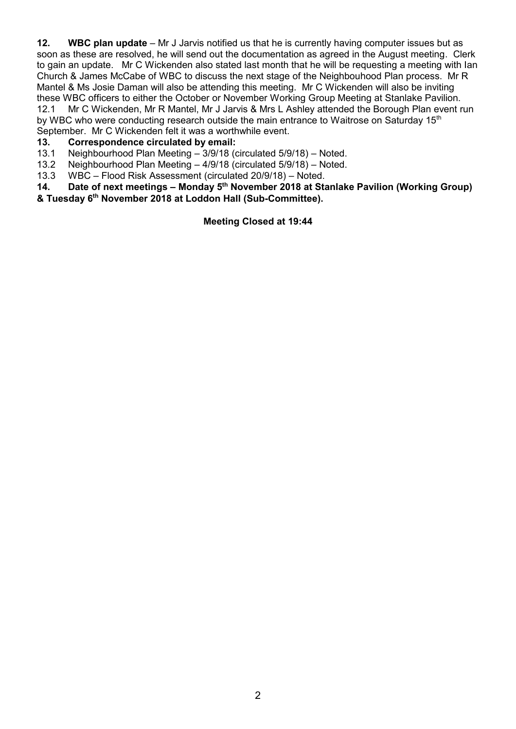**12. WBC plan update** – Mr J Jarvis notified us that he is currently having computer issues but as soon as these are resolved, he will send out the documentation as agreed in the August meeting. Clerk to gain an update. Mr C Wickenden also stated last month that he will be requesting a meeting with Ian Church & James McCabe of WBC to discuss the next stage of the Neighbouhood Plan process. Mr R Mantel & Ms Josie Daman will also be attending this meeting. Mr C Wickenden will also be inviting these WBC officers to either the October or November Working Group Meeting at Stanlake Pavilion.

12.1 Mr C Wickenden, Mr R Mantel, Mr J Jarvis & Mrs L Ashley attended the Borough Plan event run by WBC who were conducting research outside the main entrance to Waitrose on Saturday 15th September. Mr C Wickenden felt it was a worthwhile event.

**13. Correspondence circulated by email:**

13.1 Neighbourhood Plan Meeting – 3/9/18 (circulated 5/9/18) – Noted.

13.2 Neighbourhood Plan Meeting – 4/9/18 (circulated 5/9/18) – Noted.

13.3 WBC – Flood Risk Assessment (circulated 20/9/18) – Noted.

**14. Date of next meetings – Monday 5th November 2018 at Stanlake Pavilion (Working Group) & Tuesday 6th November 2018 at Loddon Hall (Sub-Committee).**

**Meeting Closed at 19:44**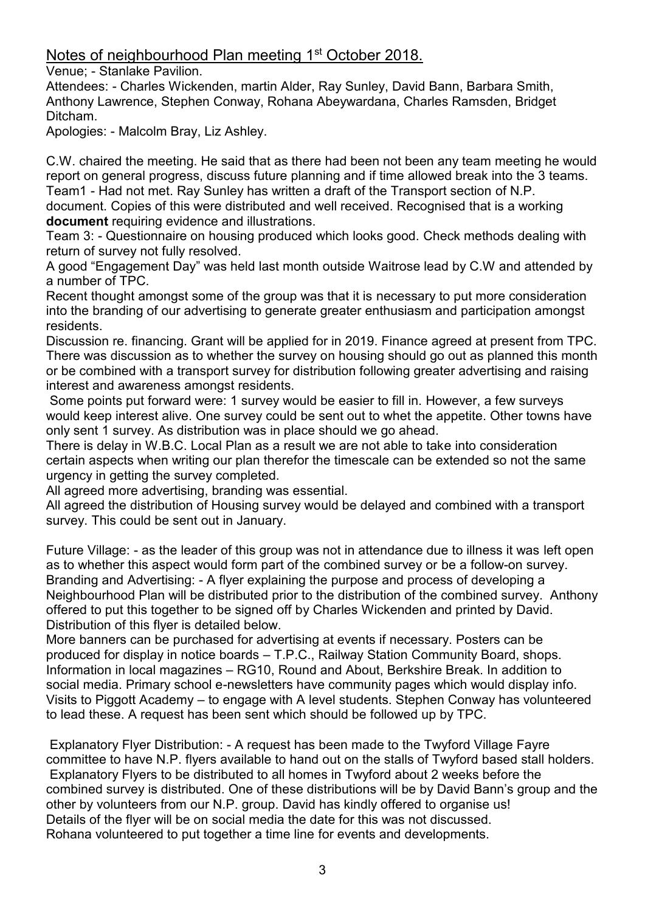Notes of neighbourhood Plan meeting 1st October 2018.

Venue; - Stanlake Pavilion.

Attendees: - Charles Wickenden, martin Alder, Ray Sunley, David Bann, Barbara Smith, Anthony Lawrence, Stephen Conway, Rohana Abeywardana, Charles Ramsden, Bridget Ditcham.

Apologies: - Malcolm Bray, Liz Ashley.

C.W. chaired the meeting. He said that as there had been not been any team meeting he would report on general progress, discuss future planning and if time allowed break into the 3 teams.

Team1 - Had not met. Ray Sunley has written a draft of the Transport section of N.P. document. Copies of this were distributed and well received. Recognised that is a working **document** requiring evidence and illustrations.

Team 3: - Questionnaire on housing produced which looks good. Check methods dealing with return of survey not fully resolved.

A good "Engagement Day" was held last month outside Waitrose lead by C.W and attended by a number of TPC.

Recent thought amongst some of the group was that it is necessary to put more consideration into the branding of our advertising to generate greater enthusiasm and participation amongst residents.

Discussion re. financing. Grant will be applied for in 2019. Finance agreed at present from TPC.

There was discussion as to whether the survey on housing should go out as planned this month or be combined with a transport survey for distribution following greater advertising and raising interest and awareness amongst residents.

Some points put forward were: 1 survey would be easier to fill in. However, a few surveys would keep interest alive. One survey could be sent out to whet the appetite. Other towns have only sent 1 survey. As distribution was in place should we go ahead.

There is delay in W.B.C. Local Plan as a result we are not able to take into consideration certain aspects when writing our plan therefor the timescale can be extended so not the same urgency in getting the survey completed.

All agreed more advertising, branding was essential.

All agreed the distribution of Housing survey would be delayed and combined with a transport survey. This could be sent out in January.

Future Village: - as the leader of this group was not in attendance due to illness it was left open as to whether this aspect would form part of the combined survey or be a follow-on survey.

Branding and Advertising: - A flyer explaining the purpose and process of developing a Neighbourhood Plan will be distributed prior to the distribution of the combined survey. Anthony offered to put this together to be signed off by Charles Wickenden and printed by David. Distribution of this flyer is detailed below.

More banners can be purchased for advertising at events if necessary. Posters can be produced for display in notice boards – T.P.C., Railway Station Community Board, shops. Information in local magazines – RG10, Round and About, Berkshire Break. In addition to social media. Primary school e-newsletters have community pages which would display info. Visits to Piggott Academy – to engage with A level students. Stephen Conway has volunteered to lead these. A request has been sent which should be followed up by TPC.

Explanatory Flyer Distribution: - A request has been made to the Twyford Village Fayre committee to have N.P. flyers available to hand out on the stalls of Twyford based stall holders. Explanatory Flyers to be distributed to all homes in Twyford about 2 weeks before the combined survey is distributed. One of these distributions will be by David Bann's group and the other by volunteers from our N.P. group. David has kindly offered to organise us!

Details of the flyer will be on social media the date for this was not discussed.

Rohana volunteered to put together a time line for events and developments.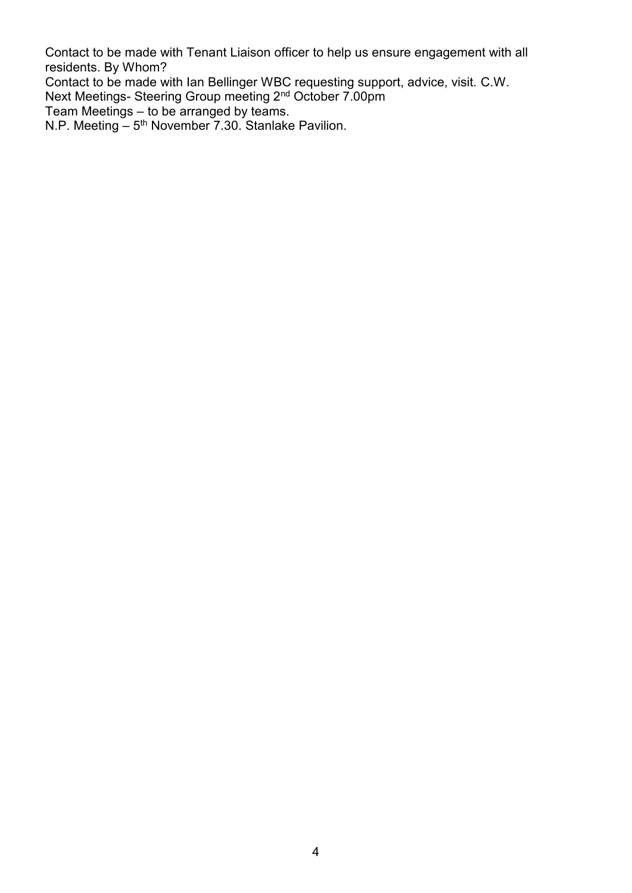Contact to be made with Tenant Liaison officer to help us ensure engagement with all residents. By Whom?

Contact to be made with Ian Bellinger WBC requesting support, advice, visit. C.W.

Next Meetings- Steering Group meeting 2nd October 7.00pm

Team Meetings – to be arranged by teams.

N.P. Meeting – 5th November 7.30. Stanlake Pavilion.